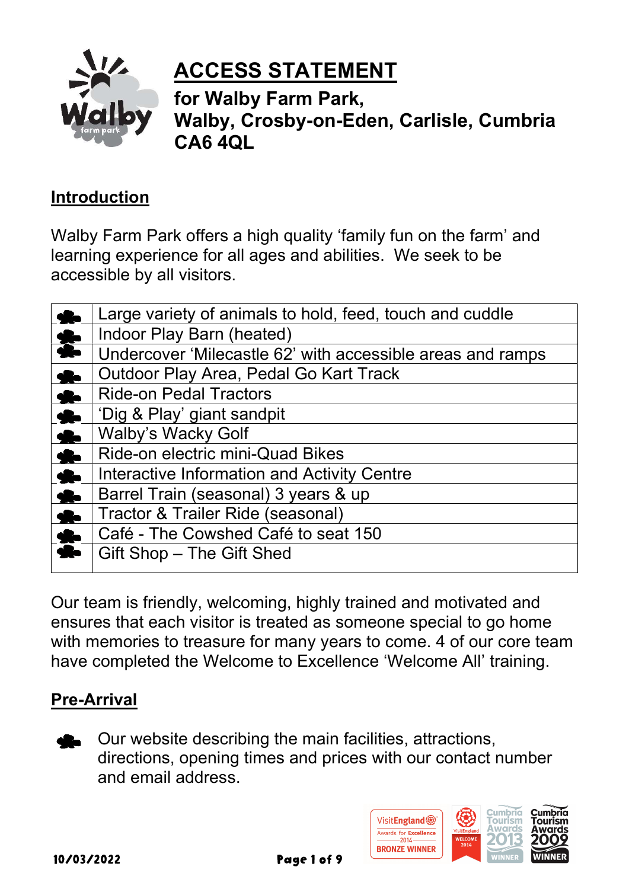# ACCESS STATEMENT

## for Walby Farm Park, Walby, Crosby-on-Eden, Carlisle, Cumbria CA6 4QL

## Introduction

Walby Farm Park offers a high quality 'family fun on the farm' and learning experience for all ages and abilities. We seek to be accessible by all visitors.

- Large variety of animals to hold, feed, touch and cuddle
- Indoor Play Barn (heated)
- Undercover 'Milecastle 62' with accessible areas and ramps
- Outdoor Play Area, Pedal Go Kart Track
- Ride-on Pedal Tractors
- 'Dig & Play' giant sandpit
- Walby's Wacky Golf
- Ride-on electric mini-Quad Bikes
- Interactive Information and Activity Centre
- Barrel Train (seasonal) 3 years & up
- Tractor & Trailer Ride (seasonal)
- Café - The Cowshed Café to seat 150
- Gift Shop – The Gift Shed

Our team is friendly, welcoming, highly trained and motivated and ensures that each visitor is treated as someone special to go home with memories to treasure for many years to come. 4 of our core team have completed the Welcome to Excellence 'Welcome All' training.

## Pre-Arrival

- Our website describing the main facilities, attractions, directions, opening times and prices with our contact number and email address.

10/03/2022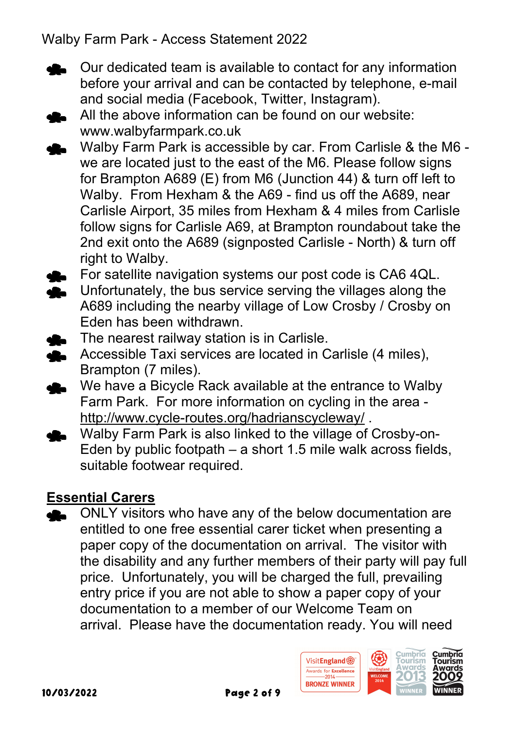- Our dedicated team is available to contact for any information before your arrival and can be contacted by telephone, e-mail and social media (Facebook, Twitter, Instagram).
- All the above information can be found on our website: www.walbyfarmpark.co.uk
- Walby Farm Park is accessible by car. From Carlisle & the M6 - we are located just to the east of the M6. Please follow signs for Brampton A689 (E) from M6 (Junction 44) & turn off left to Walby. From Hexham & the A69 - find us off the A689, near Carlisle Airport, 35 miles from Hexham & 4 miles from Carlisle follow signs for Carlisle A69, at Brampton roundabout take the 2nd exit onto the A689 (signposted Carlisle - North) & turn off right to Walby.
- For satellite navigation systems our post code is CA6 4QL.
- Unfortunately, the bus service serving the villages along the A689 including the nearby village of Low Crosby / Crosby on Eden has been withdrawn.
- The nearest railway station is in Carlisle.
- Accessible Taxi services are located in Carlisle (4 miles), Brampton (7 miles).
- We have a Bicycle Rack available at the entrance to Walby Farm Park. For more information on cycling in the area - http://www.cycle-routes.org/hadrianscycleway/ .
- Walby Farm Park is also linked to the village of Crosby-on-Eden by public footpath – a short 1.5 mile walk across fields, suitable footwear required.

## Essential Carers

- ONLY visitors who have any of the below documentation are entitled to one free essential carer ticket when presenting a paper copy of the documentation on arrival. The visitor with the disability and any further members of their party will pay full price. Unfortunately, you will be charged the full, prevailing entry price if you are not able to show a paper copy of your documentation to a member of our Welcome Team on arrival. Please have the documentation ready. You will need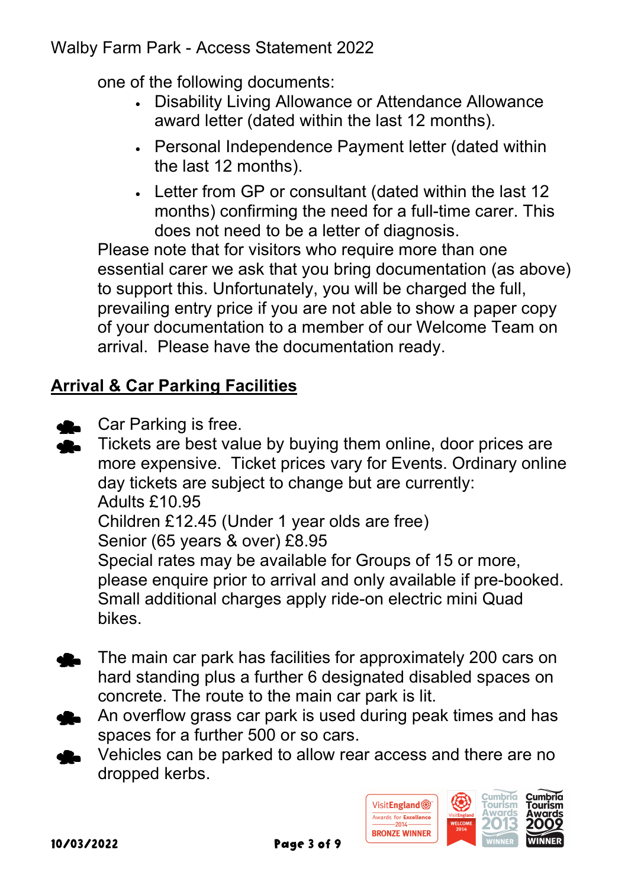one of the following documents:

- Disability Living Allowance or Attendance Allowance award letter (dated within the last 12 months).
- Personal Independence Payment letter (dated within the last 12 months).
- Letter from GP or consultant (dated within the last 12 months) confirming the need for a full-time carer. This does not need to be a letter of diagnosis.

Please note that for visitors who require more than one essential carer we ask that you bring documentation (as above) to support this. Unfortunately, you will be charged the full, prevailing entry price if you are not able to show a paper copy of your documentation to a member of our Welcome Team on arrival. Please have the documentation ready.

## Arrival & Car Parking Facilities

- Car Parking is free.
- Tickets are best value by buying them online, door prices are more expensive. Ticket prices vary for Events. Ordinary online day tickets are subject to change but are currently:
  Adults £10.95
  Children £12.45 (Under 1 year olds are free)
  Senior (65 years & over) £8.95
  Special rates may be available for Groups of 15 or more, please enquire prior to arrival and only available if pre-booked. Small additional charges apply ride-on electric mini Quad bikes.

- The main car park has facilities for approximately 200 cars on hard standing plus a further 6 designated disabled spaces on concrete. The route to the main car park is lit.
- An overflow grass car park is used during peak times and has spaces for a further 500 or so cars.
- Vehicles can be parked to allow rear access and there are no dropped kerbs.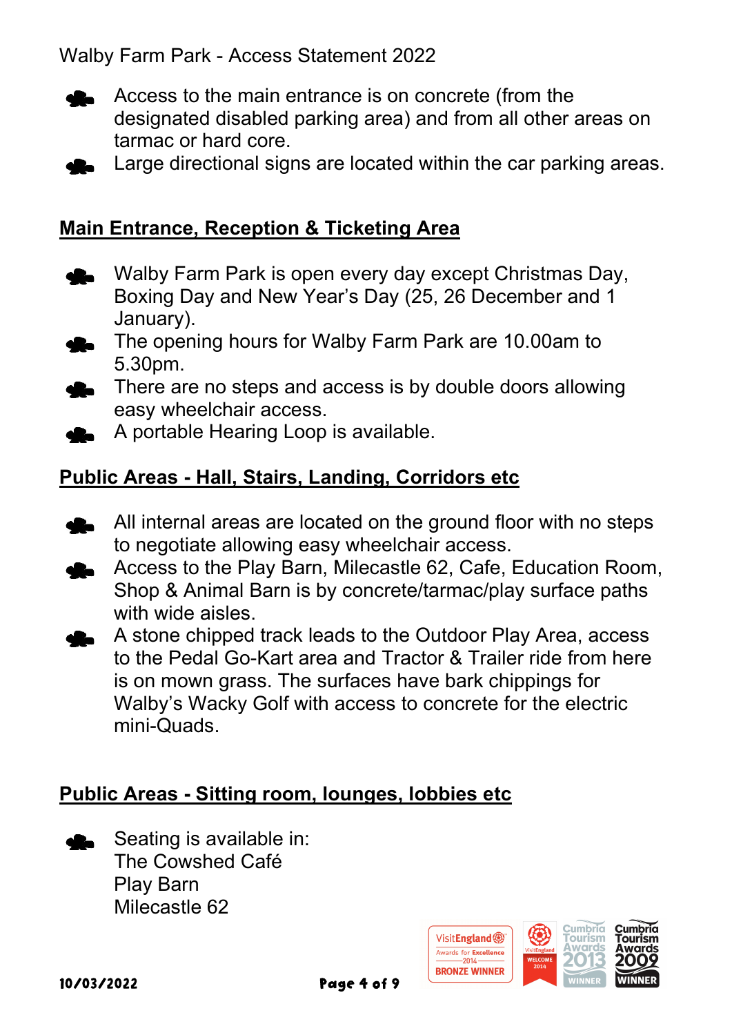- Access to the main entrance is on concrete (from the designated disabled parking area) and from all other areas on tarmac or hard core.
- Large directional signs are located within the car parking areas.

## Main Entrance, Reception & Ticketing Area

- Walby Farm Park is open every day except Christmas Day, Boxing Day and New Year's Day (25, 26 December and 1 January).
- The opening hours for Walby Farm Park are 10.00am to 5.30pm.
- There are no steps and access is by double doors allowing easy wheelchair access.
- A portable Hearing Loop is available.

## Public Areas - Hall, Stairs, Landing, Corridors etc

- All internal areas are located on the ground floor with no steps to negotiate allowing easy wheelchair access.
- Access to the Play Barn, Milecastle 62, Cafe, Education Room, Shop & Animal Barn is by concrete/tarmac/play surface paths with wide aisles.
- A stone chipped track leads to the Outdoor Play Area, access to the Pedal Go-Kart area and Tractor & Trailer ride from here is on mown grass. The surfaces have bark chippings for Walby's Wacky Golf with access to concrete for the electric mini-Quads.

## Public Areas - Sitting room, lounges, lobbies etc

- Seating is available in:
  The Cowshed Café
  Play Barn
  Milecastle 62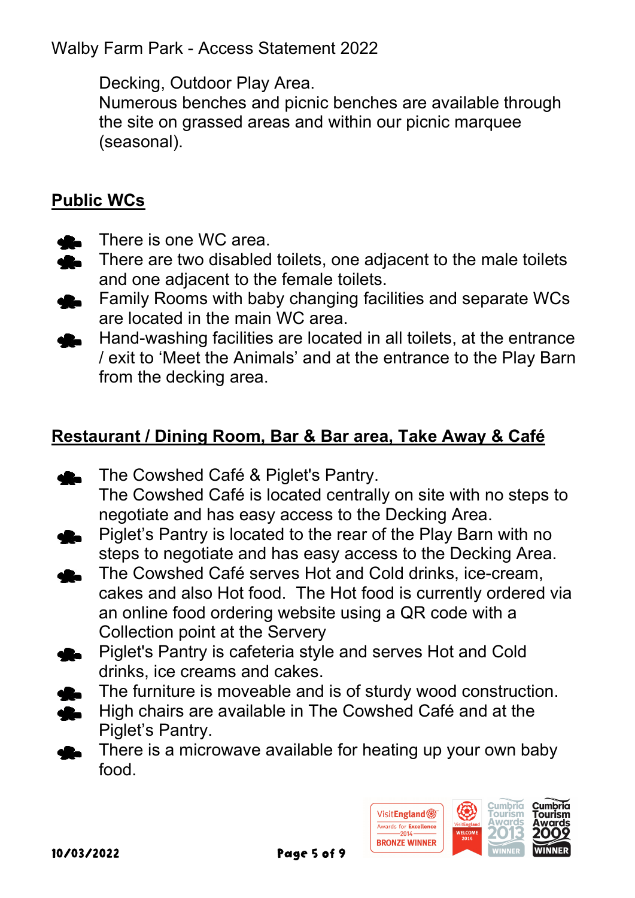Decking, Outdoor Play Area.
Numerous benches and picnic benches are available through the site on grassed areas and within our picnic marquee (seasonal).

## Public WCs

- There is one WC area.
- There are two disabled toilets, one adjacent to the male toilets and one adjacent to the female toilets.
- Family Rooms with baby changing facilities and separate WCs are located in the main WC area.
- Hand-washing facilities are located in all toilets, at the entrance / exit to 'Meet the Animals' and at the entrance to the Play Barn from the decking area.

## Restaurant / Dining Room, Bar & Bar area, Take Away & Café

- The Cowshed Café & Piglet's Pantry.
  The Cowshed Café is located centrally on site with no steps to negotiate and has easy access to the Decking Area.
- Piglet's Pantry is located to the rear of the Play Barn with no steps to negotiate and has easy access to the Decking Area.
- The Cowshed Café serves Hot and Cold drinks, ice-cream, cakes and also Hot food. The Hot food is currently ordered via an online food ordering website using a QR code with a Collection point at the Servery
- Piglet's Pantry is cafeteria style and serves Hot and Cold drinks, ice creams and cakes.
- The furniture is moveable and is of sturdy wood construction.
- High chairs are available in The Cowshed Café and at the Piglet's Pantry.
- There is a microwave available for heating up your own baby food.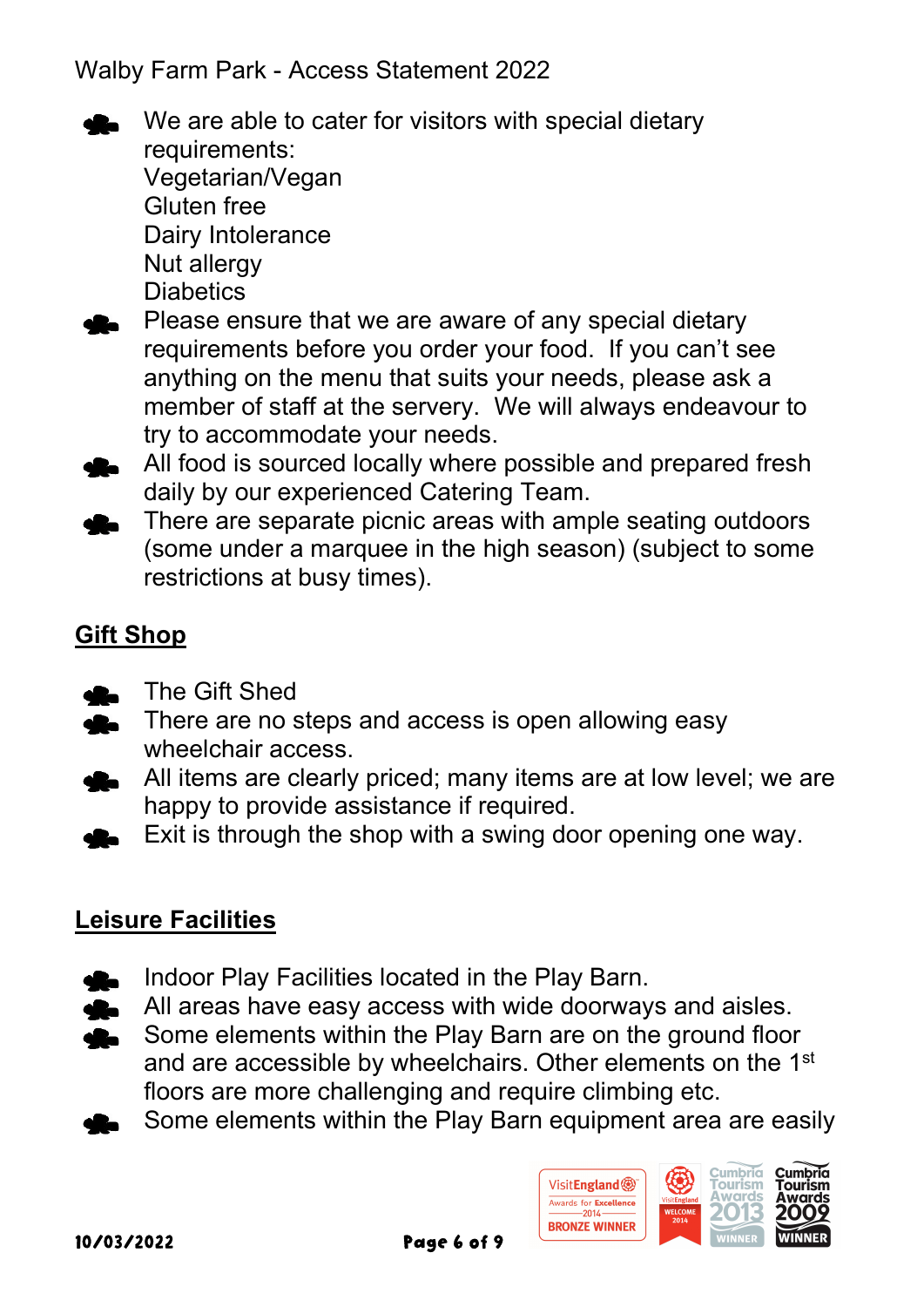- We are able to cater for visitors with special dietary requirements:
  Vegetarian/Vegan
  Gluten free
  Dairy Intolerance
  Nut allergy
  Diabetics
- Please ensure that we are aware of any special dietary requirements before you order your food. If you can't see anything on the menu that suits your needs, please ask a member of staff at the servery. We will always endeavour to try to accommodate your needs.
- All food is sourced locally where possible and prepared fresh daily by our experienced Catering Team.
- There are separate picnic areas with ample seating outdoors (some under a marquee in the high season) (subject to some restrictions at busy times).

## Gift Shop

- The Gift Shed
- There are no steps and access is open allowing easy wheelchair access.
- All items are clearly priced; many items are at low level; we are happy to provide assistance if required.
- Exit is through the shop with a swing door opening one way.

## Leisure Facilities

- Indoor Play Facilities located in the Play Barn.
- All areas have easy access with wide doorways and aisles.
- Some elements within the Play Barn are on the ground floor and are accessible by wheelchairs. Other elements on the 1st floors are more challenging and require climbing etc.
- Some elements within the Play Barn equipment area are easily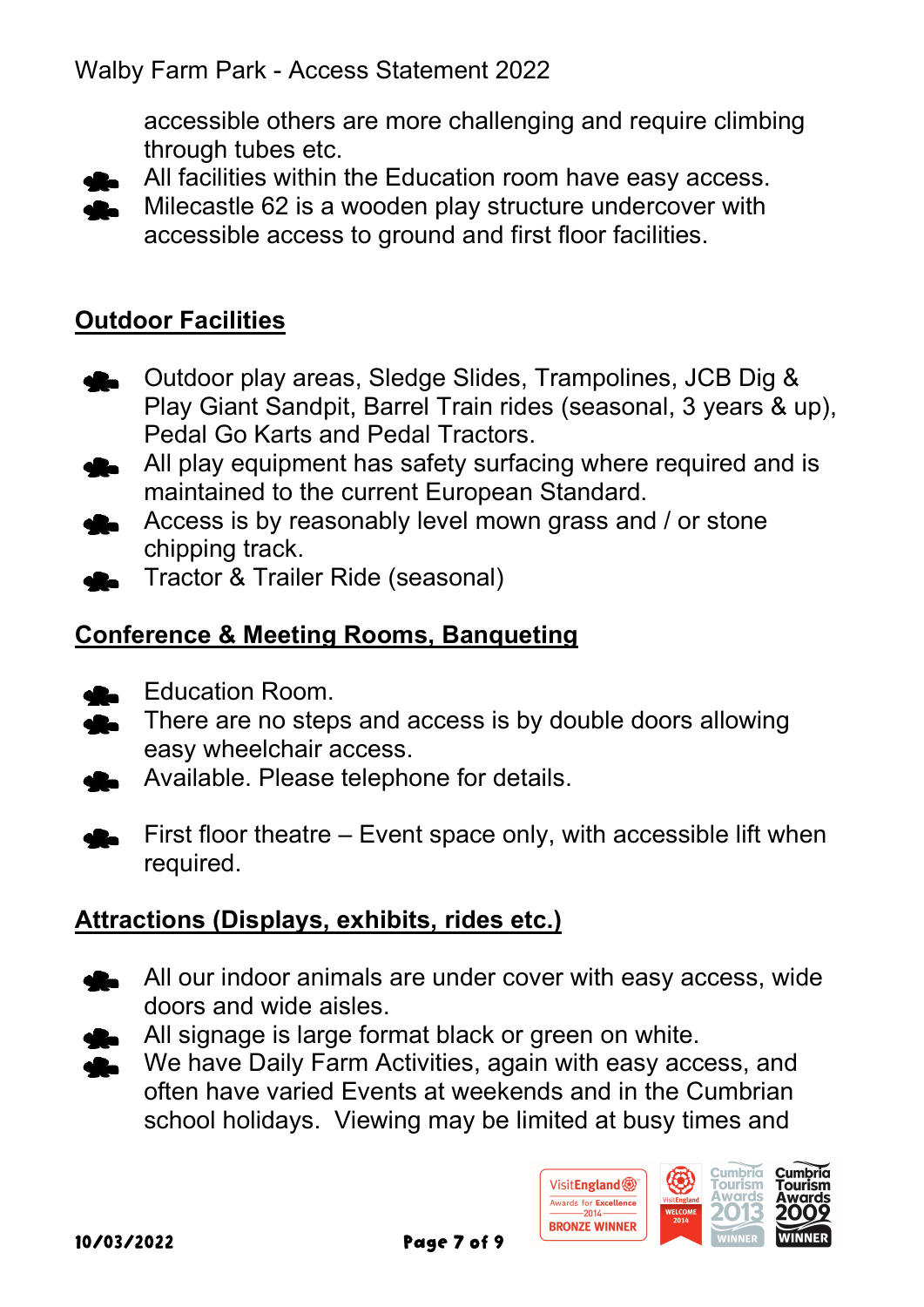accessible others are more challenging and require climbing through tubes etc.

- All facilities within the Education room have easy access.
- Milecastle 62 is a wooden play structure undercover with accessible access to ground and first floor facilities.

## Outdoor Facilities

- Outdoor play areas, Sledge Slides, Trampolines, JCB Dig & Play Giant Sandpit, Barrel Train rides (seasonal, 3 years & up), Pedal Go Karts and Pedal Tractors.
- All play equipment has safety surfacing where required and is maintained to the current European Standard.
- Access is by reasonably level mown grass and / or stone chipping track.
- Tractor & Trailer Ride (seasonal)

## Conference & Meeting Rooms, Banqueting

- Education Room.
- There are no steps and access is by double doors allowing easy wheelchair access.
- Available. Please telephone for details.

- First floor theatre – Event space only, with accessible lift when required.

## Attractions (Displays, exhibits, rides etc.)

- All our indoor animals are under cover with easy access, wide doors and wide aisles.
- All signage is large format black or green on white.
- We have Daily Farm Activities, again with easy access, and often have varied Events at weekends and in the Cumbrian school holidays. Viewing may be limited at busy times and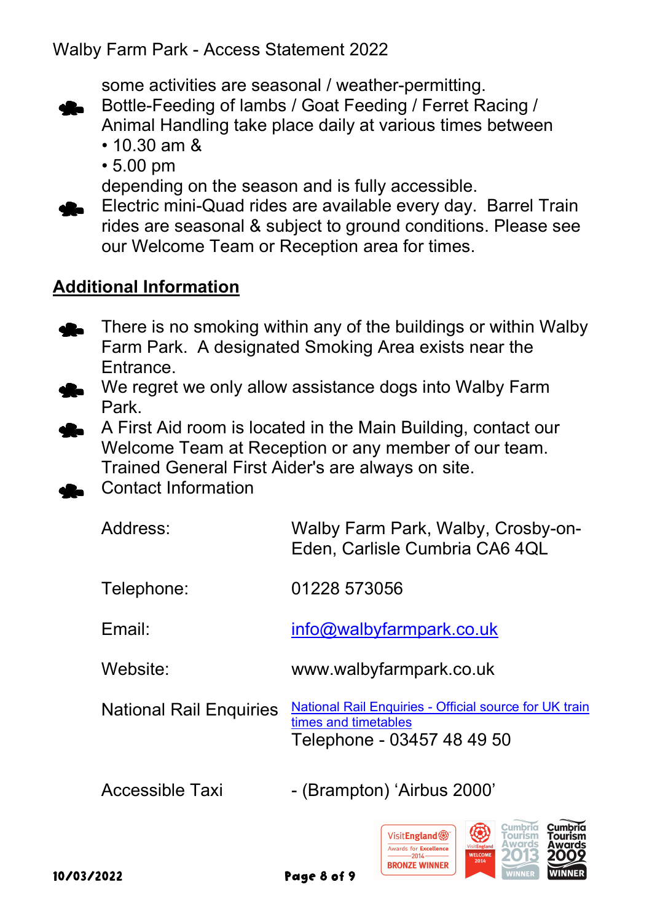some activities are seasonal / weather-permitting.

- Bottle-Feeding of lambs / Goat Feeding / Ferret Racing / Animal Handling take place daily at various times between
  - 10.30 am &
  - 5.00 pm

  depending on the season and is fully accessible.
- Electric mini-Quad rides are available every day. Barrel Train rides are seasonal & subject to ground conditions. Please see our Welcome Team or Reception area for times.

## Additional Information

- There is no smoking within any of the buildings or within Walby Farm Park. A designated Smoking Area exists near the Entrance.
- We regret we only allow assistance dogs into Walby Farm Park.
- A First Aid room is located in the Main Building, contact our Welcome Team at Reception or any member of our team. Trained General First Aider's are always on site.
- Contact Information

| | |
|---|---|
| Address: | Walby Farm Park, Walby, Crosby-on-Eden, Carlisle Cumbria CA6 4QL |
| Telephone: | 01228 573056 |
| Email: | info@walbyfarmpark.co.uk |
| Website: | www.walbyfarmpark.co.uk |
| National Rail Enquiries | National Rail Enquiries - Official source for UK train times and timetables<br>Telephone - 03457 48 49 50 |
| Accessible Taxi | - (Brampton) 'Airbus 2000' |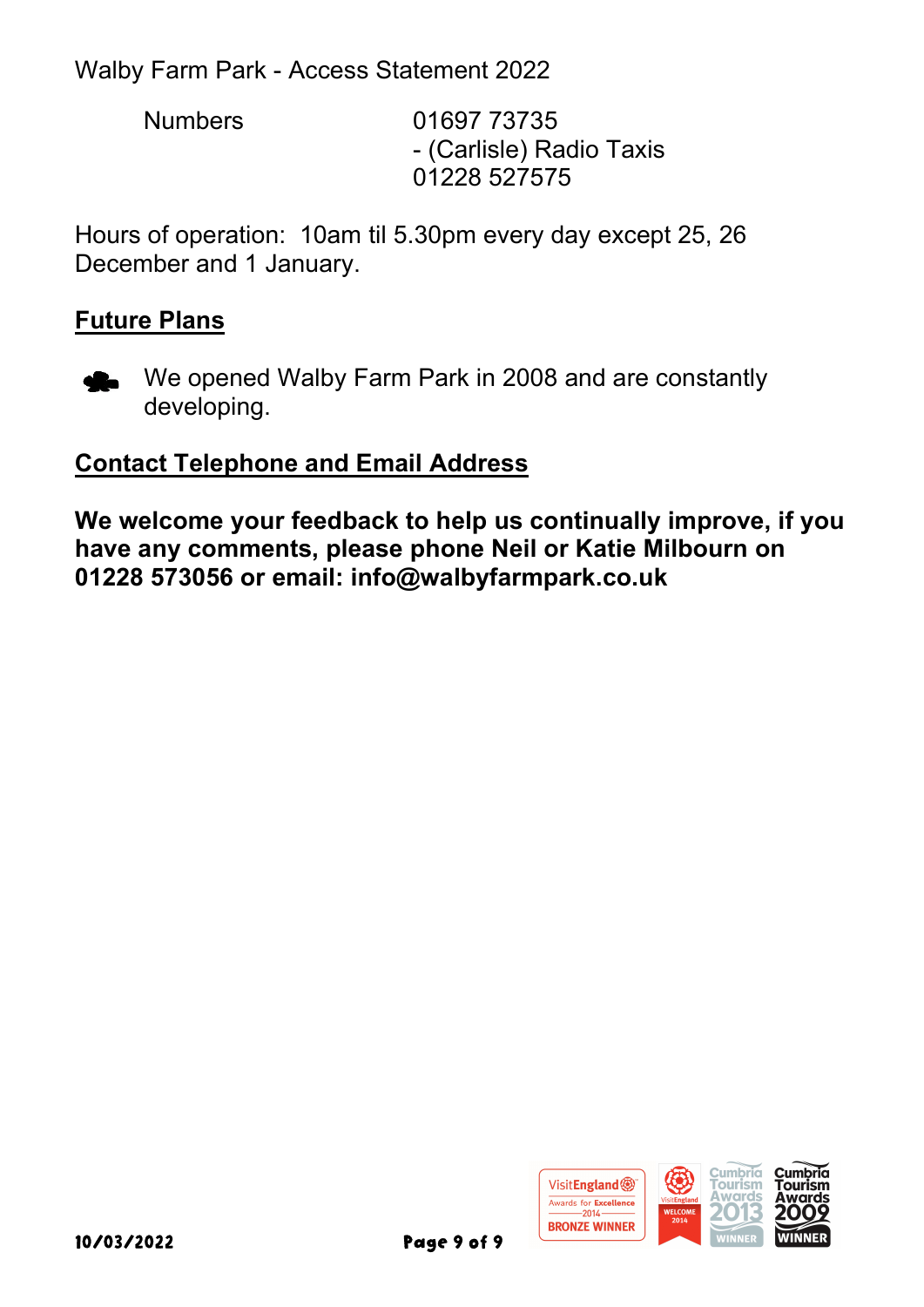| | |
|---|---|
| Numbers | 01697 73735<br>- (Carlisle) Radio Taxis<br>01228 527575 |

Hours of operation: 10am til 5.30pm every day except 25, 26 December and 1 January.

## Future Plans

- We opened Walby Farm Park in 2008 and are constantly developing.

## Contact Telephone and Email Address

**We welcome your feedback to help us continually improve, if you have any comments, please phone Neil or Katie Milbourn on 01228 573056 or email: info@walbyfarmpark.co.uk**